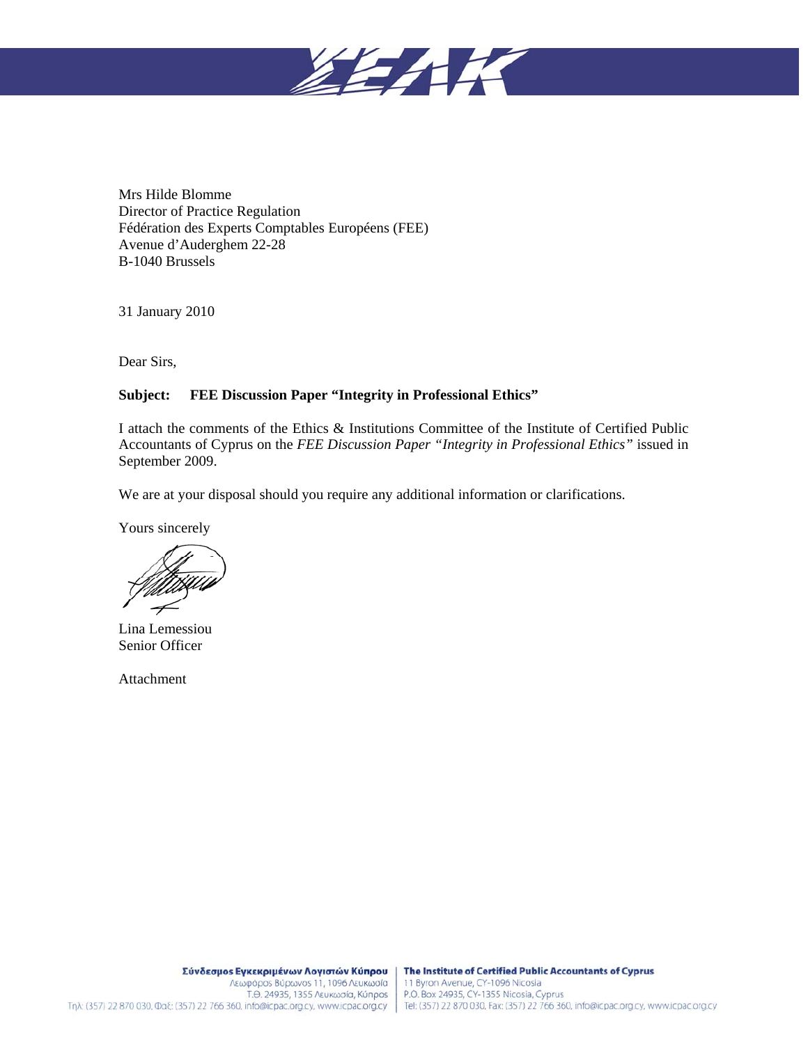Mrs Hilde Blomme
Director of Practice Regulation
Fédération des Experts Comptables Européens (FEE)
Avenue d'Auderghem 22-28
B-1040 Brussels

31 January 2010

Dear Sirs,

**Subject: FEE Discussion Paper "Integrity in Professional Ethics"**

I attach the comments of the Ethics & Institutions Committee of the Institute of Certified Public Accountants of Cyprus on the *FEE Discussion Paper "Integrity in Professional Ethics"* issued in September 2009.

We are at your disposal should you require any additional information or clarifications.

Yours sincerely

Lina Lemessiou
Senior Officer

Attachment

**Σύνδεσμος Εγκεκριμένων Λογιστών Κύπρου**
Λεωφόρος Βύρωνος 11, 1096 Λευκωσία
Τ.Θ. 24935, 1355 Λευκωσία, Κύπρος
Τηλ: (357) 22 870 030, Φαξ: (357) 22 766 360, info@icpac.org.cy, www.icpac.org.cy

**The Institute of Certified Public Accountants of Cyprus**
11 Byron Avenue, CY-1096 Nicosia
P.O. Box 24935, CY-1355 Nicosia, Cyprus
Tel: (357) 22 870 030, Fax: (357) 22 766 360, info@icpac.org.cy, www.icpac.org.cy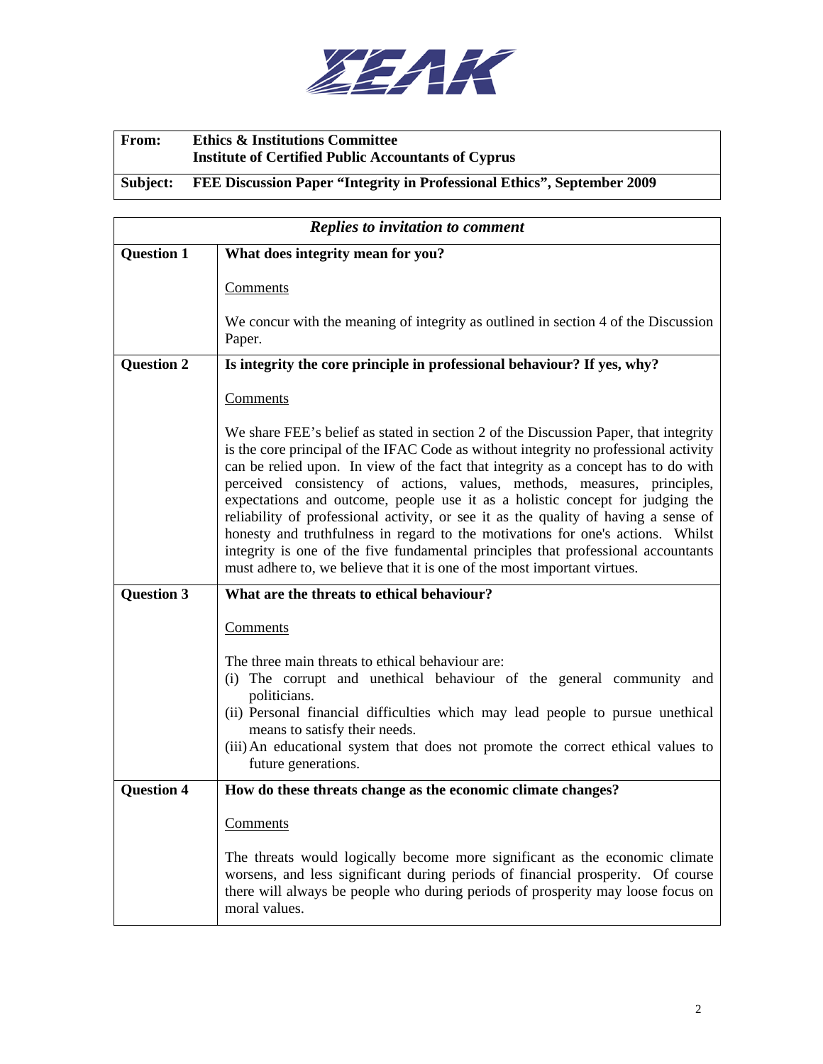| | |
|---|---|
| **From:** | **Ethics & Institutions Committee**<br>**Institute of Certified Public Accountants of Cyprus** |
| **Subject:** | **FEE Discussion Paper "Integrity in Professional Ethics", September 2009** |

| *Replies to invitation to comment* | |
|---|---|
| **Question 1** | **What does integrity mean for you?**<br><br>Comments<br><br>We concur with the meaning of integrity as outlined in section 4 of the Discussion Paper. |
| **Question 2** | **Is integrity the core principle in professional behaviour? If yes, why?**<br><br>Comments<br><br>We share FEE's belief as stated in section 2 of the Discussion Paper, that integrity is the core principal of the IFAC Code as without integrity no professional activity can be relied upon. In view of the fact that integrity as a concept has to do with perceived consistency of actions, values, methods, measures, principles, expectations and outcome, people use it as a holistic concept for judging the reliability of professional activity, or see it as the quality of having a sense of honesty and truthfulness in regard to the motivations for one's actions. Whilst integrity is one of the five fundamental principles that professional accountants must adhere to, we believe that it is one of the most important virtues. |
| **Question 3** | **What are the threats to ethical behaviour?**<br><br>Comments<br><br>The three main threats to ethical behaviour are:<br>(i) The corrupt and unethical behaviour of the general community and politicians.<br>(ii) Personal financial difficulties which may lead people to pursue unethical means to satisfy their needs.<br>(iii) An educational system that does not promote the correct ethical values to future generations. |
| **Question 4** | **How do these threats change as the economic climate changes?**<br><br>Comments<br><br>The threats would logically become more significant as the economic climate worsens, and less significant during periods of financial prosperity. Of course there will always be people who during periods of prosperity may loose focus on moral values. |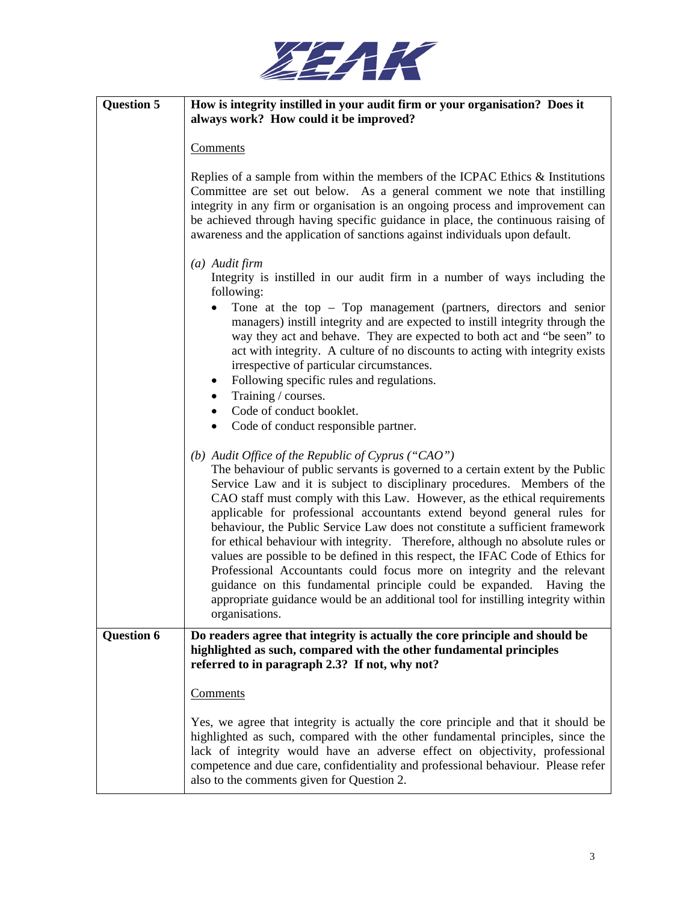| | |
|---|---|
| **Question 5** | **How is integrity instilled in your audit firm or your organisation? Does it always work? How could it be improved?**<br><br>Comments<br><br>Replies of a sample from within the members of the ICPAC Ethics & Institutions Committee are set out below. As a general comment we note that instilling integrity in any firm or organisation is an ongoing process and improvement can be achieved through having specific guidance in place, the continuous raising of awareness and the application of sanctions against individuals upon default.<br><br>*(a) Audit firm*<br>Integrity is instilled in our audit firm in a number of ways including the following:<br>• Tone at the top – Top management (partners, directors and senior managers) instill integrity and are expected to instill integrity through the way they act and behave. They are expected to both act and "be seen" to act with integrity. A culture of no discounts to acting with integrity exists irrespective of particular circumstances.<br>• Following specific rules and regulations.<br>• Training / courses.<br>• Code of conduct booklet.<br>• Code of conduct responsible partner.<br><br>*(b) Audit Office of the Republic of Cyprus ("CAO")*<br>The behaviour of public servants is governed to a certain extent by the Public Service Law and it is subject to disciplinary procedures. Members of the CAO staff must comply with this Law. However, as the ethical requirements applicable for professional accountants extend beyond general rules for behaviour, the Public Service Law does not constitute a sufficient framework for ethical behaviour with integrity. Therefore, although no absolute rules or values are possible to be defined in this respect, the IFAC Code of Ethics for Professional Accountants could focus more on integrity and the relevant guidance on this fundamental principle could be expanded. Having the appropriate guidance would be an additional tool for instilling integrity within organisations. |
| **Question 6** | **Do readers agree that integrity is actually the core principle and should be highlighted as such, compared with the other fundamental principles referred to in paragraph 2.3? If not, why not?**<br><br>Comments<br><br>Yes, we agree that integrity is actually the core principle and that it should be highlighted as such, compared with the other fundamental principles, since the lack of integrity would have an adverse effect on objectivity, professional competence and due care, confidentiality and professional behaviour. Please refer also to the comments given for Question 2. |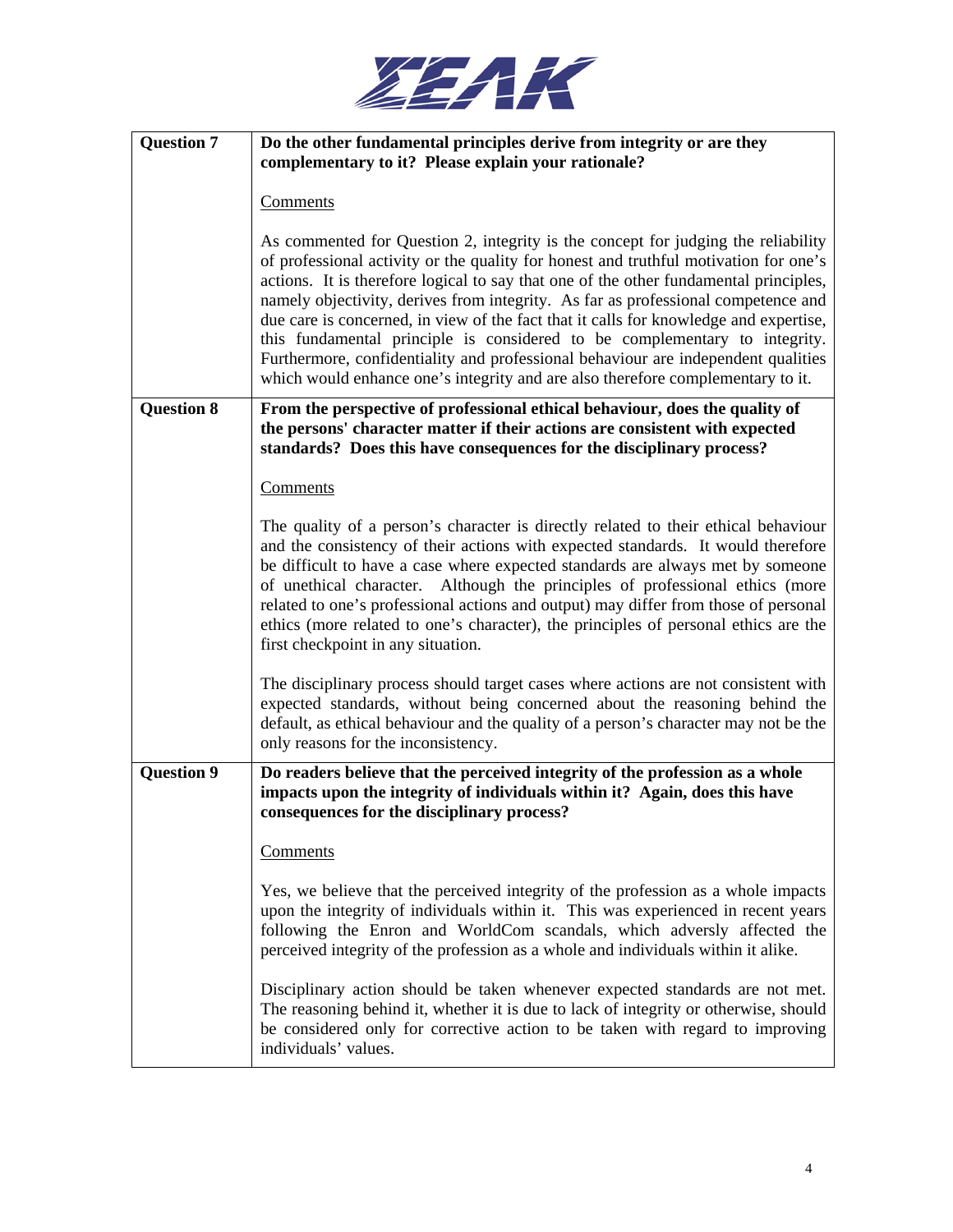| | |
|---|---|
| **Question 7** | **Do the other fundamental principles derive from integrity or are they complementary to it? Please explain your rationale?**<br><br><u>Comments</u><br><br>As commented for Question 2, integrity is the concept for judging the reliability of professional activity or the quality for honest and truthful motivation for one's actions. It is therefore logical to say that one of the other fundamental principles, namely objectivity, derives from integrity. As far as professional competence and due care is concerned, in view of the fact that it calls for knowledge and expertise, this fundamental principle is considered to be complementary to integrity. Furthermore, confidentiality and professional behaviour are independent qualities which would enhance one's integrity and are also therefore complementary to it. |
| **Question 8** | **From the perspective of professional ethical behaviour, does the quality of the persons' character matter if their actions are consistent with expected standards? Does this have consequences for the disciplinary process?**<br><br><u>Comments</u><br><br>The quality of a person's character is directly related to their ethical behaviour and the consistency of their actions with expected standards. It would therefore be difficult to have a case where expected standards are always met by someone of unethical character. Although the principles of professional ethics (more related to one's professional actions and output) may differ from those of personal ethics (more related to one's character), the principles of personal ethics are the first checkpoint in any situation.<br><br>The disciplinary process should target cases where actions are not consistent with expected standards, without being concerned about the reasoning behind the default, as ethical behaviour and the quality of a person's character may not be the only reasons for the inconsistency. |
| **Question 9** | **Do readers believe that the perceived integrity of the profession as a whole impacts upon the integrity of individuals within it? Again, does this have consequences for the disciplinary process?**<br><br><u>Comments</u><br><br>Yes, we believe that the perceived integrity of the profession as a whole impacts upon the integrity of individuals within it. This was experienced in recent years following the Enron and WorldCom scandals, which adversly affected the perceived integrity of the profession as a whole and individuals within it alike.<br><br>Disciplinary action should be taken whenever expected standards are not met. The reasoning behind it, whether it is due to lack of integrity or otherwise, should be considered only for corrective action to be taken with regard to improving individuals' values. |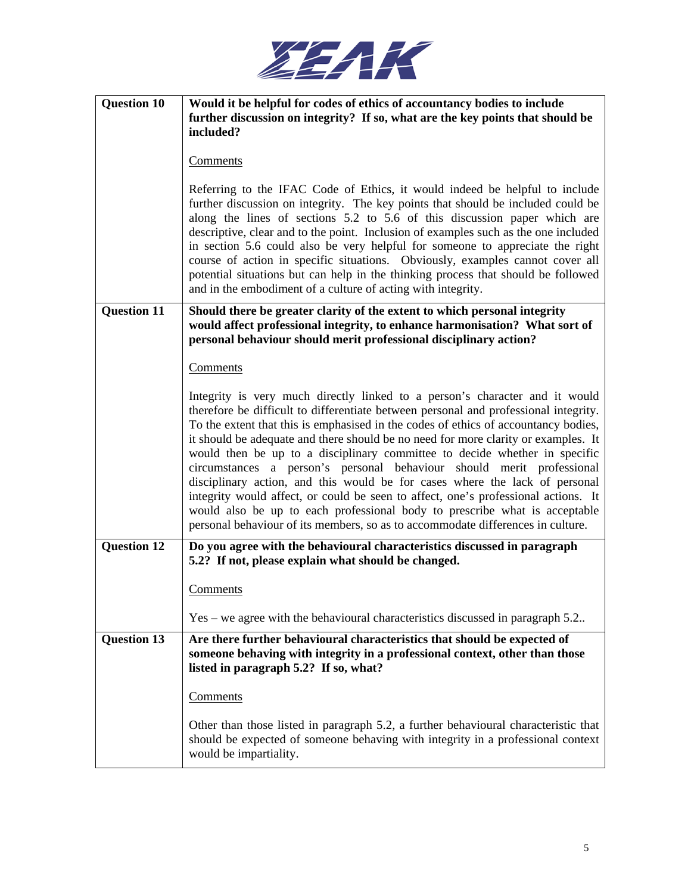| | |
|---|---|
| **Question 10** | **Would it be helpful for codes of ethics of accountancy bodies to include further discussion on integrity? If so, what are the key points that should be included?**<br><br>Comments<br><br>Referring to the IFAC Code of Ethics, it would indeed be helpful to include further discussion on integrity. The key points that should be included could be along the lines of sections 5.2 to 5.6 of this discussion paper which are descriptive, clear and to the point. Inclusion of examples such as the one included in section 5.6 could also be very helpful for someone to appreciate the right course of action in specific situations. Obviously, examples cannot cover all potential situations but can help in the thinking process that should be followed and in the embodiment of a culture of acting with integrity. |
| **Question 11** | **Should there be greater clarity of the extent to which personal integrity would affect professional integrity, to enhance harmonisation? What sort of personal behaviour should merit professional disciplinary action?**<br><br>Comments<br><br>Integrity is very much directly linked to a person's character and it would therefore be difficult to differentiate between personal and professional integrity. To the extent that this is emphasised in the codes of ethics of accountancy bodies, it should be adequate and there should be no need for more clarity or examples. It would then be up to a disciplinary committee to decide whether in specific circumstances a person's personal behaviour should merit professional disciplinary action, and this would be for cases where the lack of personal integrity would affect, or could be seen to affect, one's professional actions. It would also be up to each professional body to prescribe what is acceptable personal behaviour of its members, so as to accommodate differences in culture. |
| **Question 12** | **Do you agree with the behavioural characteristics discussed in paragraph 5.2? If not, please explain what should be changed.**<br><br>Comments<br><br>Yes – we agree with the behavioural characteristics discussed in paragraph 5.2.. |
| **Question 13** | **Are there further behavioural characteristics that should be expected of someone behaving with integrity in a professional context, other than those listed in paragraph 5.2? If so, what?**<br><br>Comments<br><br>Other than those listed in paragraph 5.2, a further behavioural characteristic that should be expected of someone behaving with integrity in a professional context would be impartiality. |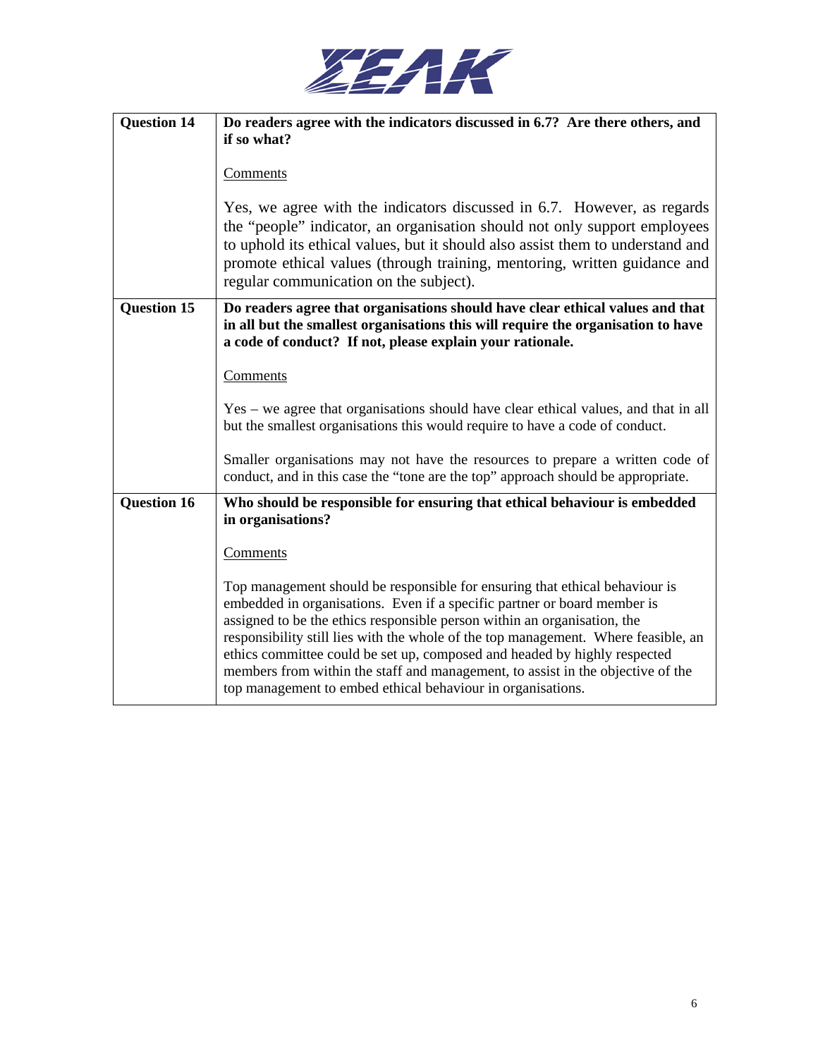| Question 14 | **Do readers agree with the indicators discussed in 6.7? Are there others, and if so what?**<br><br><u>Comments</u><br><br>Yes, we agree with the indicators discussed in 6.7. However, as regards the "people" indicator, an organisation should not only support employees to uphold its ethical values, but it should also assist them to understand and promote ethical values (through training, mentoring, written guidance and regular communication on the subject). |
|---|---|
| **Question 15** | **Do readers agree that organisations should have clear ethical values and that in all but the smallest organisations this will require the organisation to have a code of conduct? If not, please explain your rationale.**<br><br><u>Comments</u><br><br>Yes – we agree that organisations should have clear ethical values, and that in all but the smallest organisations this would require to have a code of conduct.<br><br>Smaller organisations may not have the resources to prepare a written code of conduct, and in this case the "tone are the top" approach should be appropriate. |
| **Question 16** | **Who should be responsible for ensuring that ethical behaviour is embedded in organisations?**<br><br><u>Comments</u><br><br>Top management should be responsible for ensuring that ethical behaviour is embedded in organisations. Even if a specific partner or board member is assigned to be the ethics responsible person within an organisation, the responsibility still lies with the whole of the top management. Where feasible, an ethics committee could be set up, composed and headed by highly respected members from within the staff and management, to assist in the objective of the top management to embed ethical behaviour in organisations. |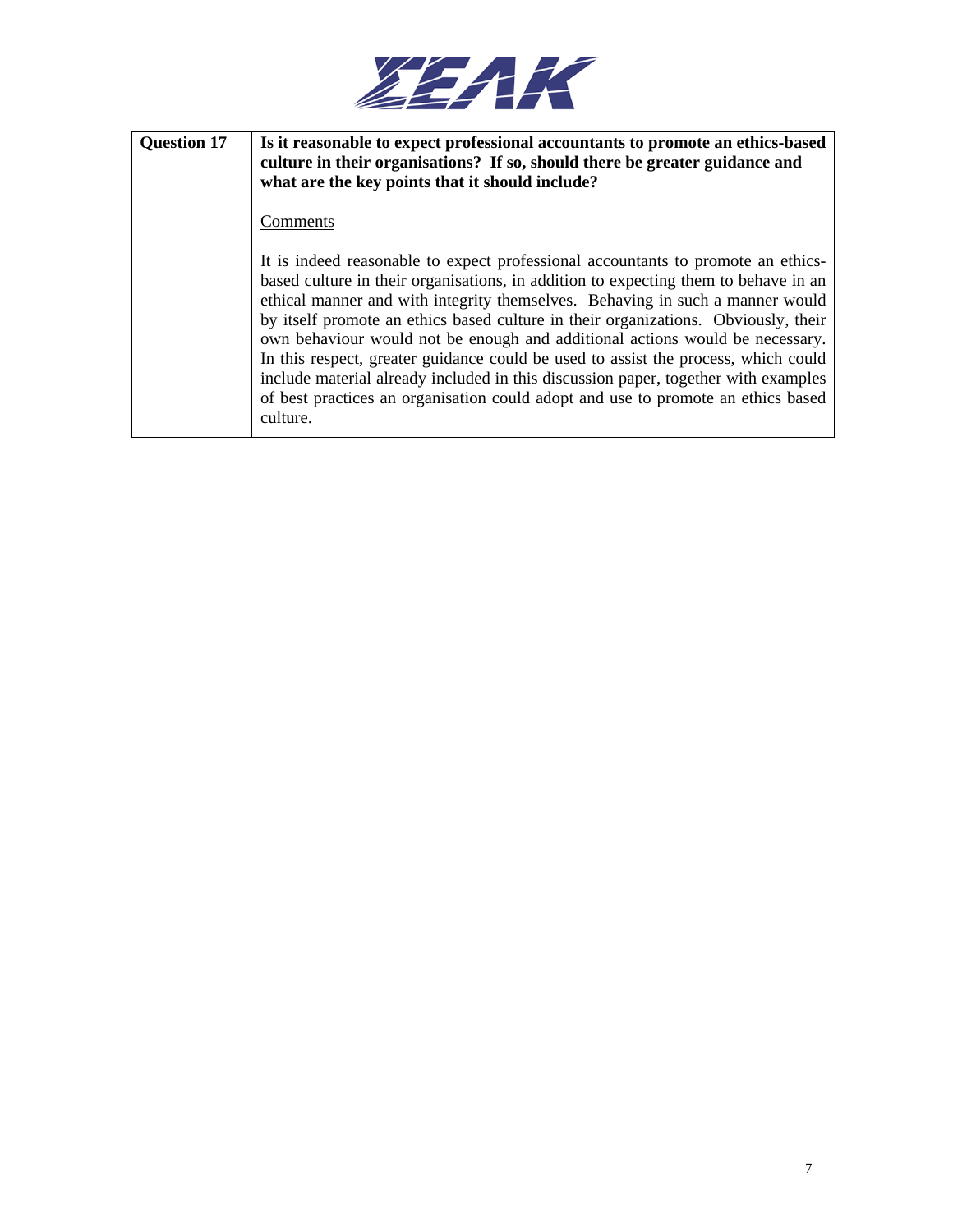| | |
|---|---|
| **Question 17** | **Is it reasonable to expect professional accountants to promote an ethics-based culture in their organisations? If so, should there be greater guidance and what are the key points that it should include?**<br><br><u>Comments</u><br><br>It is indeed reasonable to expect professional accountants to promote an ethics-based culture in their organisations, in addition to expecting them to behave in an ethical manner and with integrity themselves. Behaving in such a manner would by itself promote an ethics based culture in their organizations. Obviously, their own behaviour would not be enough and additional actions would be necessary. In this respect, greater guidance could be used to assist the process, which could include material already included in this discussion paper, together with examples of best practices an organisation could adopt and use to promote an ethics based culture. |